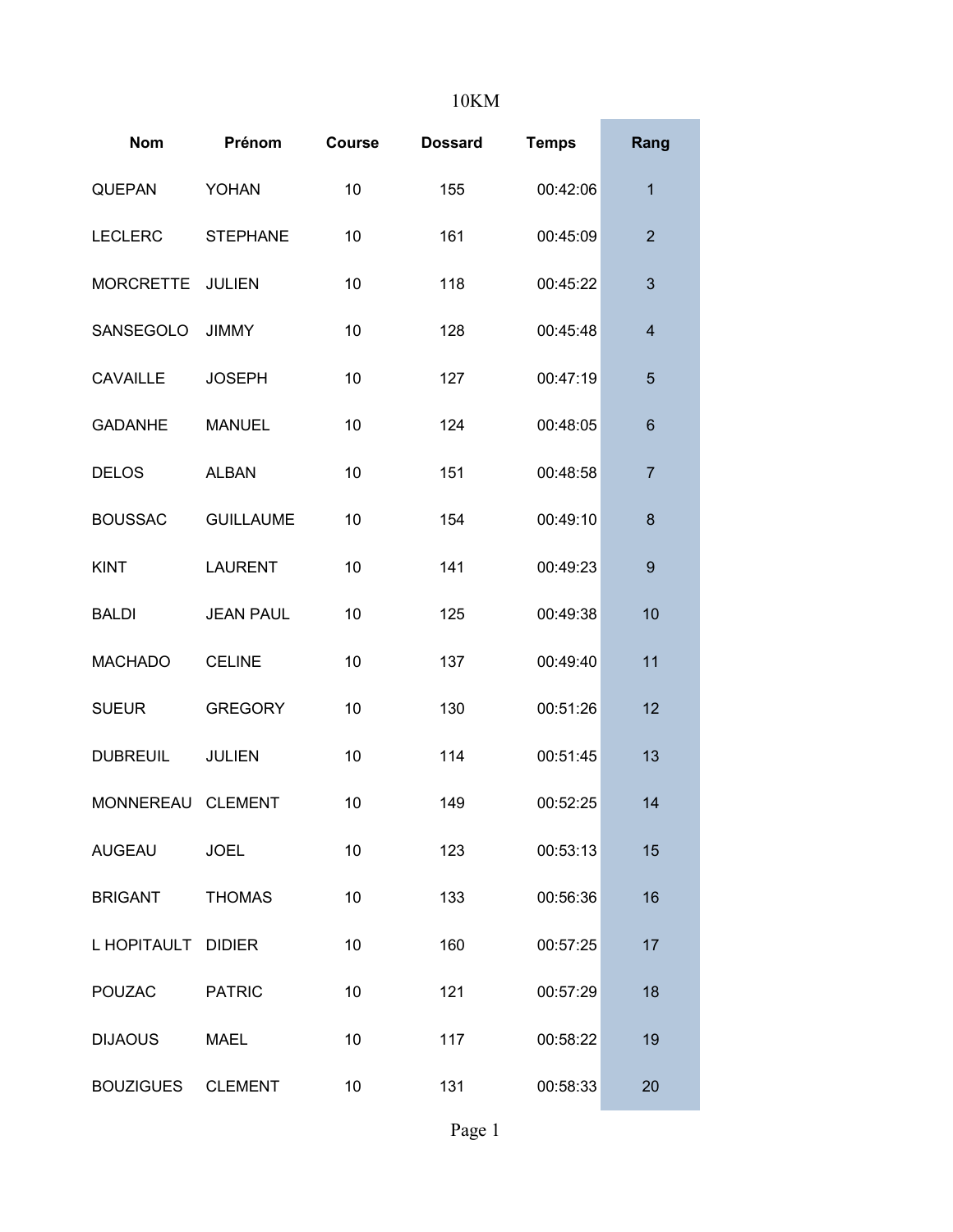# 10KM

| Nom | Prénom | Course | Dossard | Temps | Rang |
|---|---|---|---|---|---|
| QUEPAN | YOHAN | 10 | 155 | 00:42:06 | 1 |
| LECLERC | STEPHANE | 10 | 161 | 00:45:09 | 2 |
| MORCRETTE | JULIEN | 10 | 118 | 00:45:22 | 3 |
| SANSEGOLO | JIMMY | 10 | 128 | 00:45:48 | 4 |
| CAVAILLE | JOSEPH | 10 | 127 | 00:47:19 | 5 |
| GADANHE | MANUEL | 10 | 124 | 00:48:05 | 6 |
| DELOS | ALBAN | 10 | 151 | 00:48:58 | 7 |
| BOUSSAC | GUILLAUME | 10 | 154 | 00:49:10 | 8 |
| KINT | LAURENT | 10 | 141 | 00:49:23 | 9 |
| BALDI | JEAN PAUL | 10 | 125 | 00:49:38 | 10 |
| MACHADO | CELINE | 10 | 137 | 00:49:40 | 11 |
| SUEUR | GREGORY | 10 | 130 | 00:51:26 | 12 |
| DUBREUIL | JULIEN | 10 | 114 | 00:51:45 | 13 |
| MONNEREAU | CLEMENT | 10 | 149 | 00:52:25 | 14 |
| AUGEAU | JOEL | 10 | 123 | 00:53:13 | 15 |
| BRIGANT | THOMAS | 10 | 133 | 00:56:36 | 16 |
| L HOPITAULT | DIDIER | 10 | 160 | 00:57:25 | 17 |
| POUZAC | PATRIC | 10 | 121 | 00:57:29 | 18 |
| DIJAOUS | MAEL | 10 | 117 | 00:58:22 | 19 |
| BOUZIGUES | CLEMENT | 10 | 131 | 00:58:33 | 20 |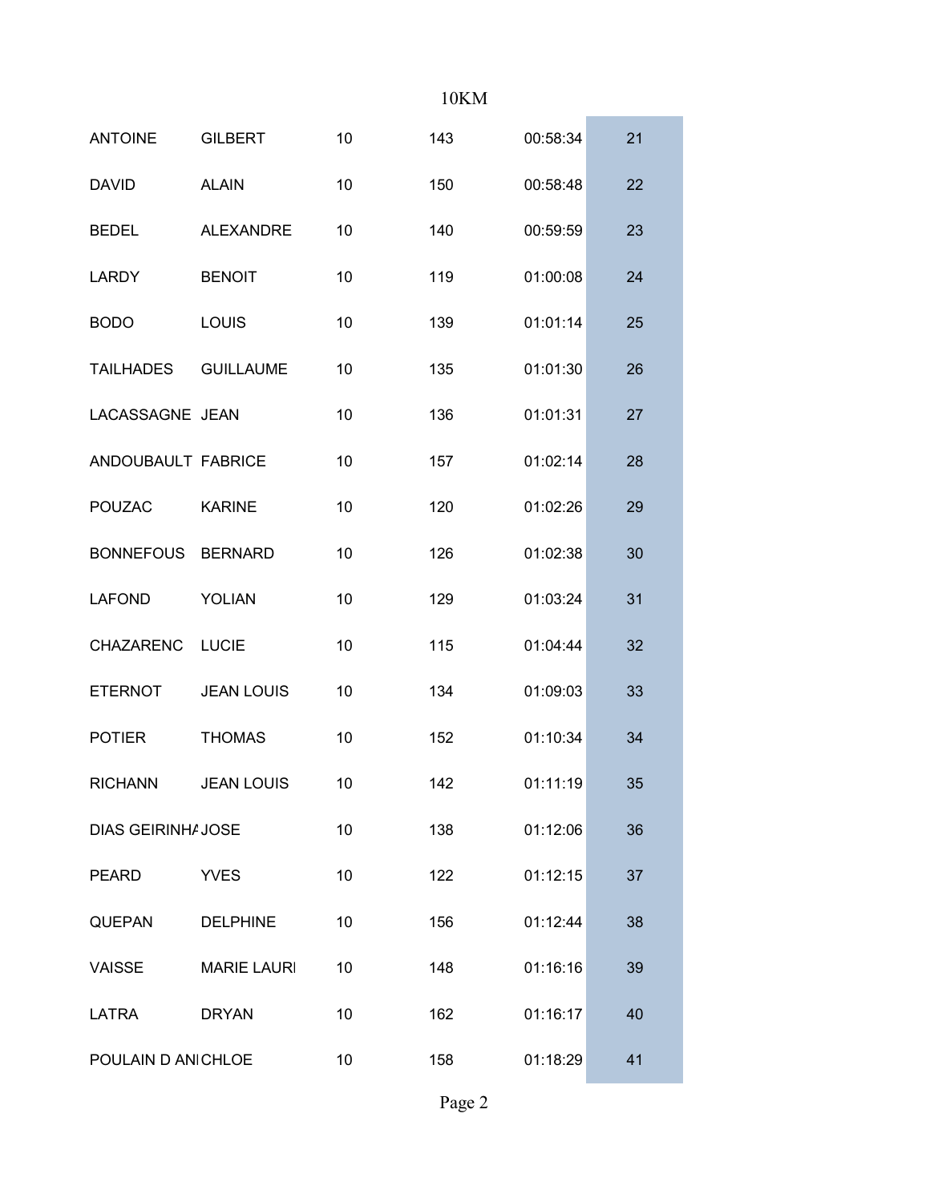10KM

| | | | | | |
|---|---|---|---|---|---|
| ANTOINE | GILBERT | 10 | 143 | 00:58:34 | 21 |
| DAVID | ALAIN | 10 | 150 | 00:58:48 | 22 |
| BEDEL | ALEXANDRE | 10 | 140 | 00:59:59 | 23 |
| LARDY | BENOIT | 10 | 119 | 01:00:08 | 24 |
| BODO | LOUIS | 10 | 139 | 01:01:14 | 25 |
| TAILHADES | GUILLAUME | 10 | 135 | 01:01:30 | 26 |
| LACASSAGNE | JEAN | 10 | 136 | 01:01:31 | 27 |
| ANDOUBAULT | FABRICE | 10 | 157 | 01:02:14 | 28 |
| POUZAC | KARINE | 10 | 120 | 01:02:26 | 29 |
| BONNEFOUS | BERNARD | 10 | 126 | 01:02:38 | 30 |
| LAFOND | YOLIAN | 10 | 129 | 01:03:24 | 31 |
| CHAZARENC | LUCIE | 10 | 115 | 01:04:44 | 32 |
| ETERNOT | JEAN LOUIS | 10 | 134 | 01:09:03 | 33 |
| POTIER | THOMAS | 10 | 152 | 01:10:34 | 34 |
| RICHANN | JEAN LOUIS | 10 | 142 | 01:11:19 | 35 |
| DIAS GEIRINHA | JOSE | 10 | 138 | 01:12:06 | 36 |
| PEARD | YVES | 10 | 122 | 01:12:15 | 37 |
| QUEPAN | DELPHINE | 10 | 156 | 01:12:44 | 38 |
| VAISSE | MARIE LAURI | 10 | 148 | 01:16:16 | 39 |
| LATRA | DRYAN | 10 | 162 | 01:16:17 | 40 |
| POULAIN D ANI | CHLOE | 10 | 158 | 01:18:29 | 41 |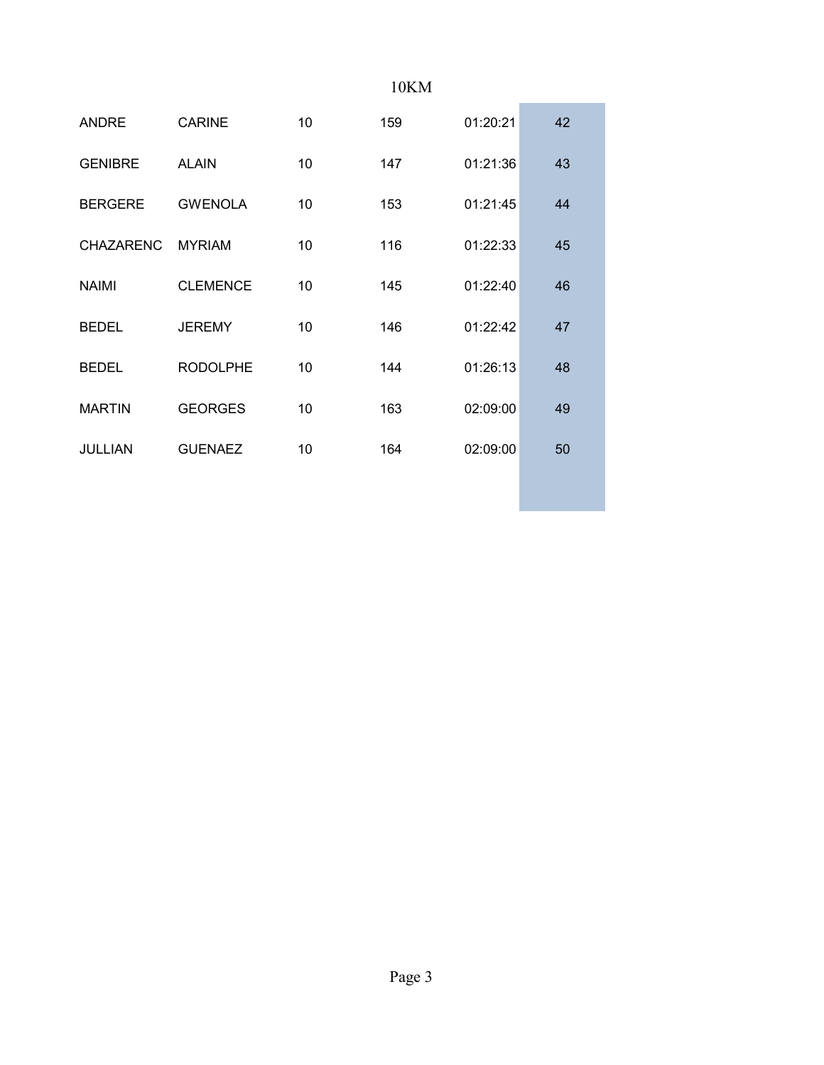10KM

| | | | | | |
|---|---|---|---|---|---|
| ANDRE | CARINE | 10 | 159 | 01:20:21 | 42 |
| GENIBRE | ALAIN | 10 | 147 | 01:21:36 | 43 |
| BERGERE | GWENOLA | 10 | 153 | 01:21:45 | 44 |
| CHAZARENC | MYRIAM | 10 | 116 | 01:22:33 | 45 |
| NAIMI | CLEMENCE | 10 | 145 | 01:22:40 | 46 |
| BEDEL | JEREMY | 10 | 146 | 01:22:42 | 47 |
| BEDEL | RODOLPHE | 10 | 144 | 01:26:13 | 48 |
| MARTIN | GEORGES | 10 | 163 | 02:09:00 | 49 |
| JULLIAN | GUENAEZ | 10 | 164 | 02:09:00 | 50 |